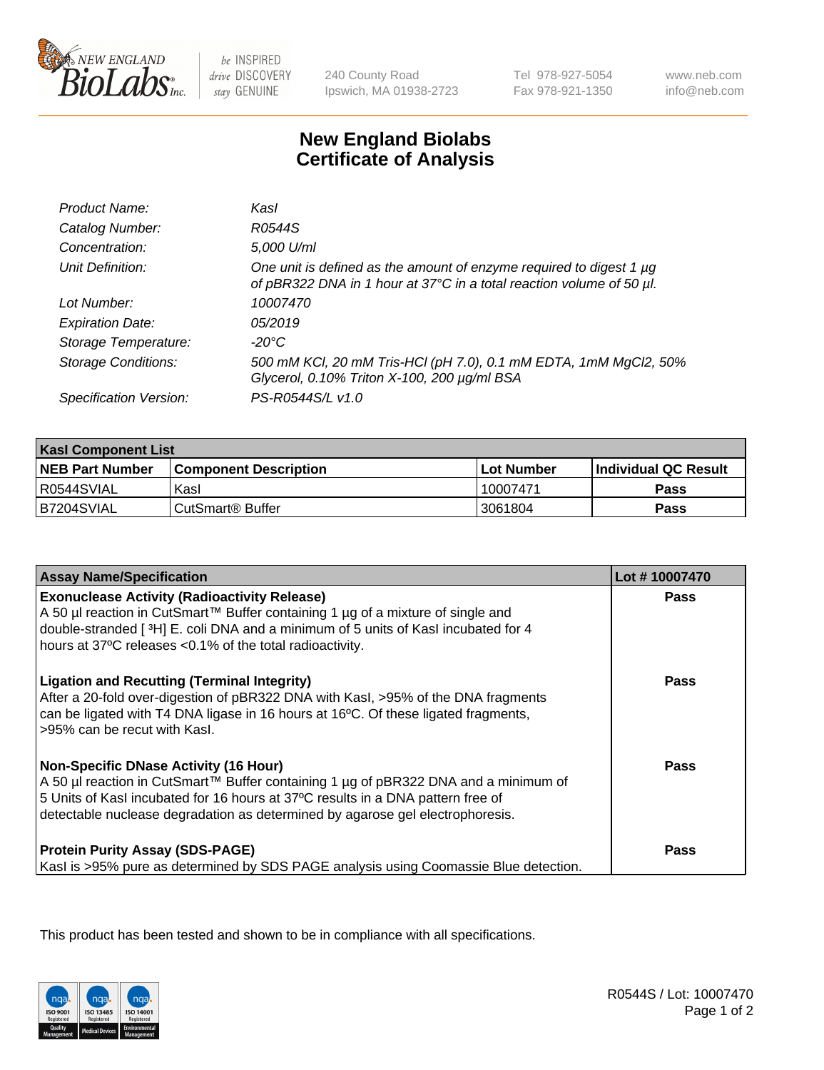New England BioLabs Inc. — be INSPIRED drive DISCOVERY stay GENUINE

240 County Road
Ipswich, MA 01938-2723

Tel 978-927-5054
Fax 978-921-1350

www.neb.com
info@neb.com

# New England Biolabs
# Certificate of Analysis

| | |
|---|---|
| *Product Name:* | *KasI* |
| *Catalog Number:* | *R0544S* |
| *Concentration:* | *5,000 U/ml* |
| *Unit Definition:* | *One unit is defined as the amount of enzyme required to digest 1 µg of pBR322 DNA in 1 hour at 37°C in a total reaction volume of 50 µl.* |
| *Lot Number:* | *10007470* |
| *Expiration Date:* | *05/2019* |
| *Storage Temperature:* | *-20°C* |
| *Storage Conditions:* | *500 mM KCl, 20 mM Tris-HCl (pH 7.0), 0.1 mM EDTA, 1mM MgCl2, 50% Glycerol, 0.10% Triton X-100, 200 µg/ml BSA* |
| *Specification Version:* | *PS-R0544S/L v1.0* |

| KasI Component List | | | |
|---|---|---|---|
| **NEB Part Number** | **Component Description** | **Lot Number** | **Individual QC Result** |
| R0544SVIAL | KasI | 10007471 | **Pass** |
| B7204SVIAL | CutSmart® Buffer | 3061804 | **Pass** |

| Assay Name/Specification | Lot # 10007470 |
|---|---|
| **Exonuclease Activity (Radioactivity Release)**<br>A 50 µl reaction in CutSmart™ Buffer containing 1 µg of a mixture of single and double-stranded [ $^3$H] E. coli DNA and a minimum of 5 units of KasI incubated for 4 hours at 37ºC releases <0.1% of the total radioactivity. | **Pass** |
| **Ligation and Recutting (Terminal Integrity)**<br>After a 20-fold over-digestion of pBR322 DNA with KasI, >95% of the DNA fragments can be ligated with T4 DNA ligase in 16 hours at 16ºC. Of these ligated fragments, >95% can be recut with KasI. | **Pass** |
| **Non-Specific DNase Activity (16 Hour)**<br>A 50 µl reaction in CutSmart™ Buffer containing 1 µg of pBR322 DNA and a minimum of 5 Units of KasI incubated for 16 hours at 37ºC results in a DNA pattern free of detectable nuclease degradation as determined by agarose gel electrophoresis. | **Pass** |
| **Protein Purity Assay (SDS-PAGE)**<br>KasI is >95% pure as determined by SDS PAGE analysis using Coomassie Blue detection. | **Pass** |

This product has been tested and shown to be in compliance with all specifications.

R0544S / Lot: 10007470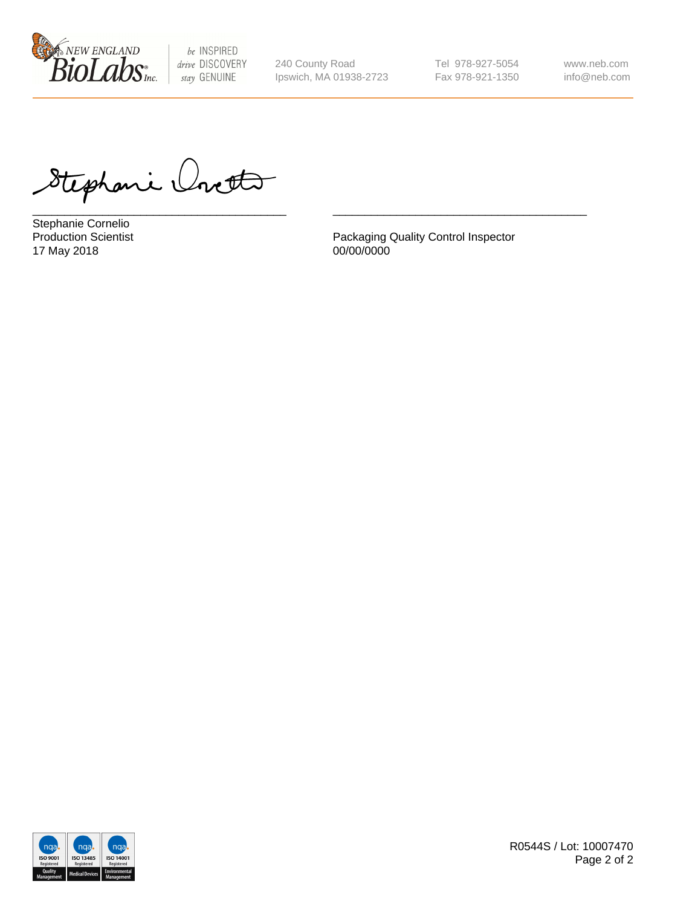NEW ENGLAND BioLabs Inc.

be INSPIRED drive DISCOVERY stay GENUINE

240 County Road
Ipswich, MA 01938-2723

Tel 978-927-5054
Fax 978-921-1350

www.neb.com
info@neb.com

\_\_\_\_\_\_\_\_\_\_\_\_\_\_\_\_\_\_\_\_\_\_\_\_\_\_\_\_\_\_\_\_\_\_\_\_\_\_\_\_

Stephanie Cornelio
Production Scientist
17 May 2018

\_\_\_\_\_\_\_\_\_\_\_\_\_\_\_\_\_\_\_\_\_\_\_\_\_\_\_\_\_\_\_\_\_\_\_\_\_\_\_\_

Packaging Quality Control Inspector
00/00/0000

ISO 9001 Registered Quality Management | ISO 13485 Registered Medical Devices | ISO 14001 Registered Environmental Management

R0544S / Lot: 10007470